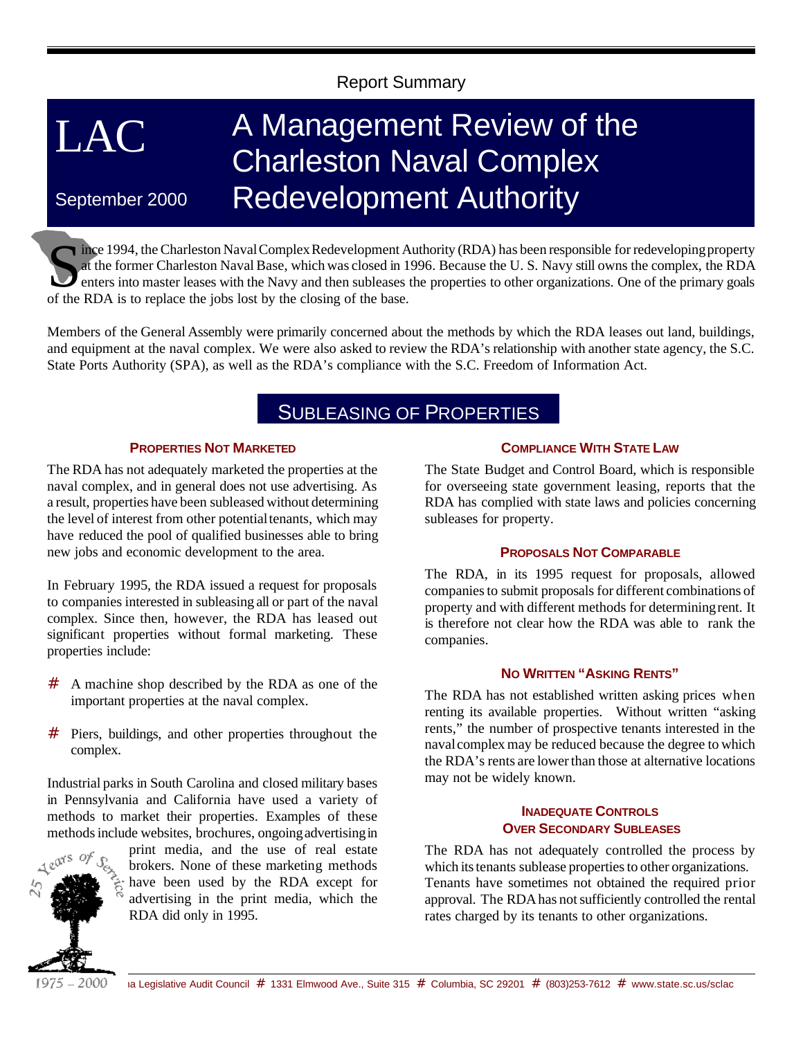Report Summary

# LAC

September 2000

# A Management Review of the Charleston Naval Complex Redevelopment Authority

Since 1994, the Charleston Naval Complex Redevelopment Authority (RDA) has been responsible for redeveloping property at the former Charleston Naval Base, which was closed in 1996. Because the U. S. Navy still owns the complex, the RDA enters into master leases with the Navy and then subleases the properties to other organizations. One of the primary goals of the RDA is to replace the jobs lost by the closing of the base.

Members of the General Assembly were primarily concerned about the methods by which the RDA leases out land, buildings, and equipment at the naval complex. We were also asked to review the RDA's relationship with another state agency, the S.C. State Ports Authority (SPA), as well as the RDA's compliance with the S.C. Freedom of Information Act.

## SUBLEASING OF PROPERTIES

### PROPERTIES NOT MARKETED

The RDA has not adequately marketed the properties at the naval complex, and in general does not use advertising. As a result, properties have been subleased without determining the level of interest from other potential tenants, which may have reduced the pool of qualified businesses able to bring new jobs and economic development to the area.

In February 1995, the RDA issued a request for proposals to companies interested in subleasing all or part of the naval complex. Since then, however, the RDA has leased out significant properties without formal marketing. These properties include:

# A machine shop described by the RDA as one of the important properties at the naval complex.

# Piers, buildings, and other properties throughout the complex.

Industrial parks in South Carolina and closed military bases in Pennsylvania and California have used a variety of methods to market their properties. Examples of these methods include websites, brochures, ongoing advertising in print media, and the use of real estate brokers. None of these marketing methods have been used by the RDA except for advertising in the print media, which the RDA did only in 1995.

### COMPLIANCE WITH STATE LAW

The State Budget and Control Board, which is responsible for overseeing state government leasing, reports that the RDA has complied with state laws and policies concerning subleases for property.

### PROPOSALS NOT COMPARABLE

The RDA, in its 1995 request for proposals, allowed companies to submit proposals for different combinations of property and with different methods for determining rent. It is therefore not clear how the RDA was able to rank the companies.

### NO WRITTEN "ASKING RENTS"

The RDA has not established written asking prices when renting its available properties. Without written "asking rents," the number of prospective tenants interested in the naval complex may be reduced because the degree to which the RDA's rents are lower than those at alternative locations may not be widely known.

### INADEQUATE CONTROLS OVER SECONDARY SUBLEASES

The RDA has not adequately controlled the process by which its tenants sublease properties to other organizations. Tenants have sometimes not obtained the required prior approval. The RDA has not sufficiently controlled the rental rates charged by its tenants to other organizations.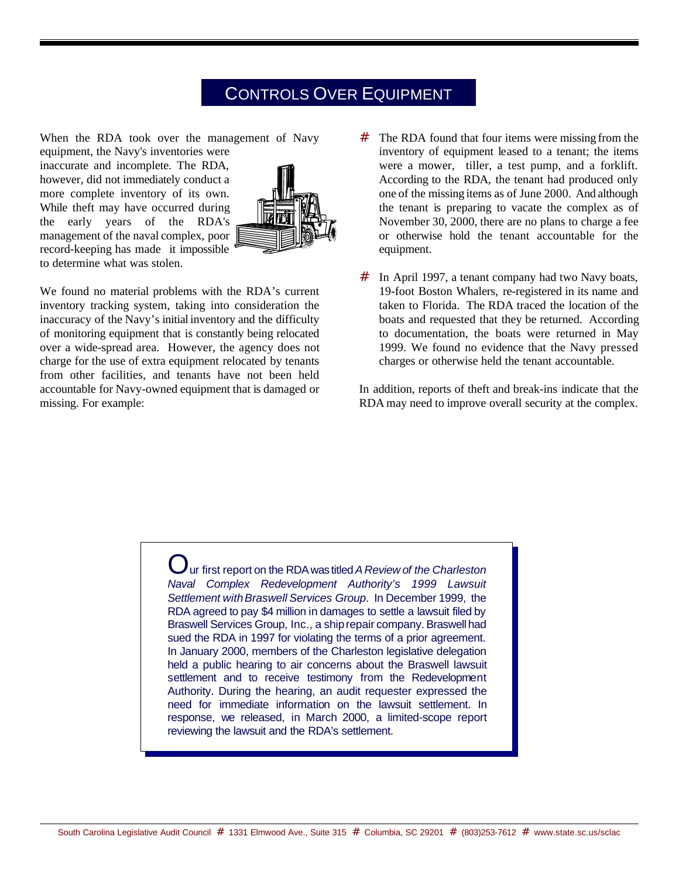## CONTROLS OVER EQUIPMENT

When the RDA took over the management of Navy equipment, the Navy's inventories were inaccurate and incomplete. The RDA, however, did not immediately conduct a more complete inventory of its own. While theft may have occurred during the early years of the RDA's management of the naval complex, poor record-keeping has made it impossible to determine what was stolen.

We found no material problems with the RDA's current inventory tracking system, taking into consideration the inaccuracy of the Navy's initial inventory and the difficulty of monitoring equipment that is constantly being relocated over a wide-spread area. However, the agency does not charge for the use of extra equipment relocated by tenants from other facilities, and tenants have not been held accountable for Navy-owned equipment that is damaged or missing. For example:

- The RDA found that four items were missing from the inventory of equipment leased to a tenant; the items were a mower, tiller, a test pump, and a forklift. According to the RDA, the tenant had produced only one of the missing items as of June 2000. And although the tenant is preparing to vacate the complex as of November 30, 2000, there are no plans to charge a fee or otherwise hold the tenant accountable for the equipment.

- In April 1997, a tenant company had two Navy boats, 19-foot Boston Whalers, re-registered in its name and taken to Florida. The RDA traced the location of the boats and requested that they be returned. According to documentation, the boats were returned in May 1999. We found no evidence that the Navy pressed charges or otherwise held the tenant accountable.

In addition, reports of theft and break-ins indicate that the RDA may need to improve overall security at the complex.

Our first report on the RDA was titled *A Review of the Charleston Naval Complex Redevelopment Authority's 1999 Lawsuit Settlement with Braswell Services Group*. In December 1999, the RDA agreed to pay $4 million in damages to settle a lawsuit filed by Braswell Services Group, Inc., a ship repair company. Braswell had sued the RDA in 1997 for violating the terms of a prior agreement. In January 2000, members of the Charleston legislative delegation held a public hearing to air concerns about the Braswell lawsuit settlement and to receive testimony from the Redevelopment Authority. During the hearing, an audit requester expressed the need for immediate information on the lawsuit settlement. In response, we released, in March 2000, a limited-scope report reviewing the lawsuit and the RDA's settlement.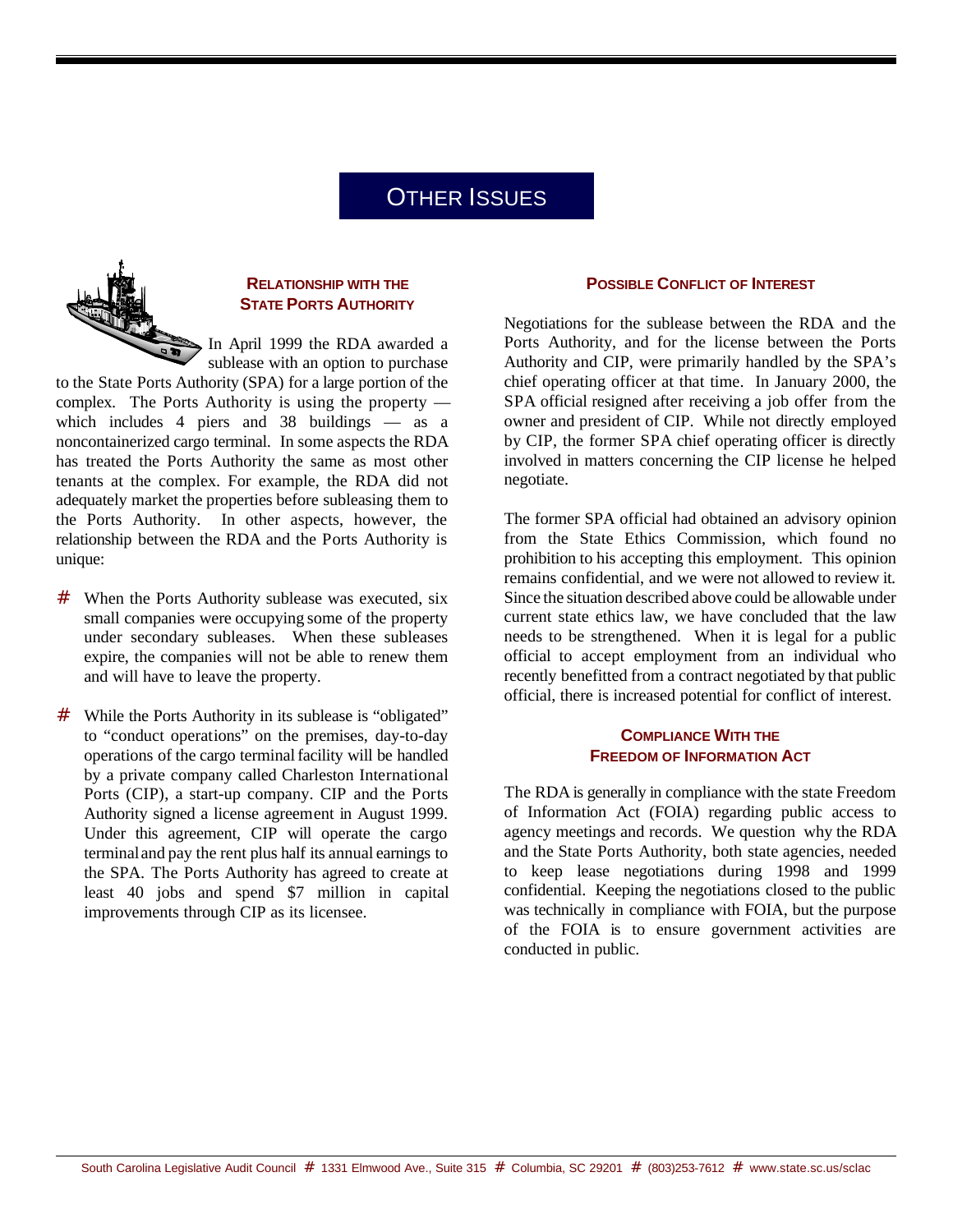# OTHER ISSUES

### RELATIONSHIP WITH THE STATE PORTS AUTHORITY

In April 1999 the RDA awarded a sublease with an option to purchase to the State Ports Authority (SPA) for a large portion of the complex. The Ports Authority is using the property — which includes 4 piers and 38 buildings — as a noncontainerized cargo terminal. In some aspects the RDA has treated the Ports Authority the same as most other tenants at the complex. For example, the RDA did not adequately market the properties before subleasing them to the Ports Authority. In other aspects, however, the relationship between the RDA and the Ports Authority is unique:

- When the Ports Authority sublease was executed, six small companies were occupying some of the property under secondary subleases. When these subleases expire, the companies will not be able to renew them and will have to leave the property.
- While the Ports Authority in its sublease is "obligated" to "conduct operations" on the premises, day-to-day operations of the cargo terminal facility will be handled by a private company called Charleston International Ports (CIP), a start-up company. CIP and the Ports Authority signed a license agreement in August 1999. Under this agreement, CIP will operate the cargo terminal and pay the rent plus half its annual earnings to the SPA. The Ports Authority has agreed to create at least 40 jobs and spend $7 million in capital improvements through CIP as its licensee.

### POSSIBLE CONFLICT OF INTEREST

Negotiations for the sublease between the RDA and the Ports Authority, and for the license between the Ports Authority and CIP, were primarily handled by the SPA's chief operating officer at that time. In January 2000, the SPA official resigned after receiving a job offer from the owner and president of CIP. While not directly employed by CIP, the former SPA chief operating officer is directly involved in matters concerning the CIP license he helped negotiate.

The former SPA official had obtained an advisory opinion from the State Ethics Commission, which found no prohibition to his accepting this employment. This opinion remains confidential, and we were not allowed to review it. Since the situation described above could be allowable under current state ethics law, we have concluded that the law needs to be strengthened. When it is legal for a public official to accept employment from an individual who recently benefitted from a contract negotiated by that public official, there is increased potential for conflict of interest.

### COMPLIANCE WITH THE FREEDOM OF INFORMATION ACT

The RDA is generally in compliance with the state Freedom of Information Act (FOIA) regarding public access to agency meetings and records. We question why the RDA and the State Ports Authority, both state agencies, needed to keep lease negotiations during 1998 and 1999 confidential. Keeping the negotiations closed to the public was technically in compliance with FOIA, but the purpose of the FOIA is to ensure government activities are conducted in public.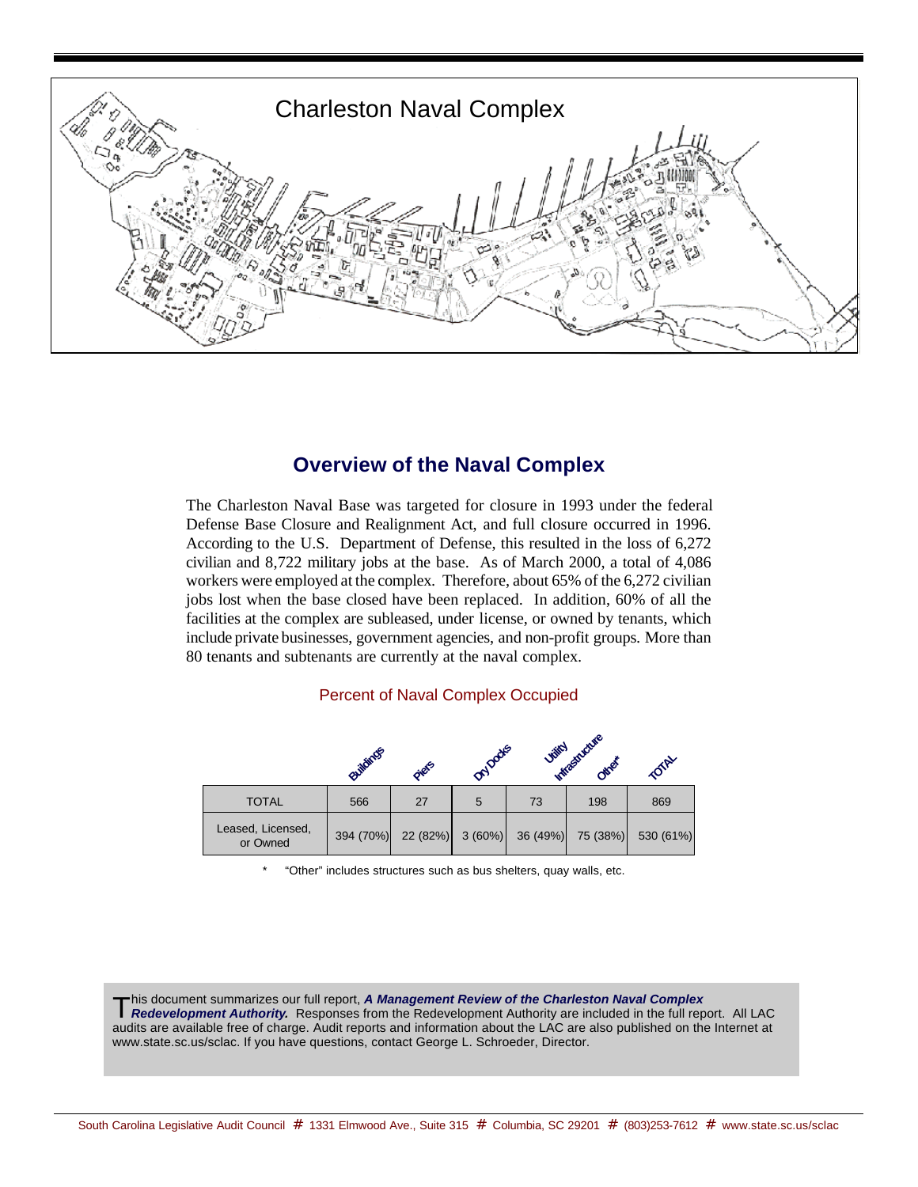Charleston Naval Complex

## Overview of the Naval Complex

The Charleston Naval Base was targeted for closure in 1993 under the federal Defense Base Closure and Realignment Act, and full closure occurred in 1996. According to the U.S. Department of Defense, this resulted in the loss of 6,272 civilian and 8,722 military jobs at the base. As of March 2000, a total of 4,086 workers were employed at the complex. Therefore, about 65% of the 6,272 civilian jobs lost when the base closed have been replaced. In addition, 60% of all the facilities at the complex are subleased, under license, or owned by tenants, which include private businesses, government agencies, and non-profit groups. More than 80 tenants and subtenants are currently at the naval complex.

### Percent of Naval Complex Occupied

| | Buildings | Piers | Dry Docks | Utility Infrastructure | Other* | TOTAL |
|---|---|---|---|---|---|---|
| TOTAL | 566 | 27 | 5 | 73 | 198 | 869 |
| Leased, Licensed, or Owned | 394 (70%) | 22 (82%) | 3 (60%) | 36 (49%) | 75 (38%) | 530 (61%) |

\* "Other" includes structures such as bus shelters, quay walls, etc.

This document summarizes our full report, ***A Management Review of the Charleston Naval Complex Redevelopment Authority.*** Responses from the Redevelopment Authority are included in the full report. All LAC audits are available free of charge. Audit reports and information about the LAC are also published on the Internet at www.state.sc.us/sclac. If you have questions, contact George L. Schroeder, Director.

South Carolina Legislative Audit Council # 1331 Elmwood Ave., Suite 315 # Columbia, SC 29201 # (803)253-7612 # www.state.sc.us/sclac